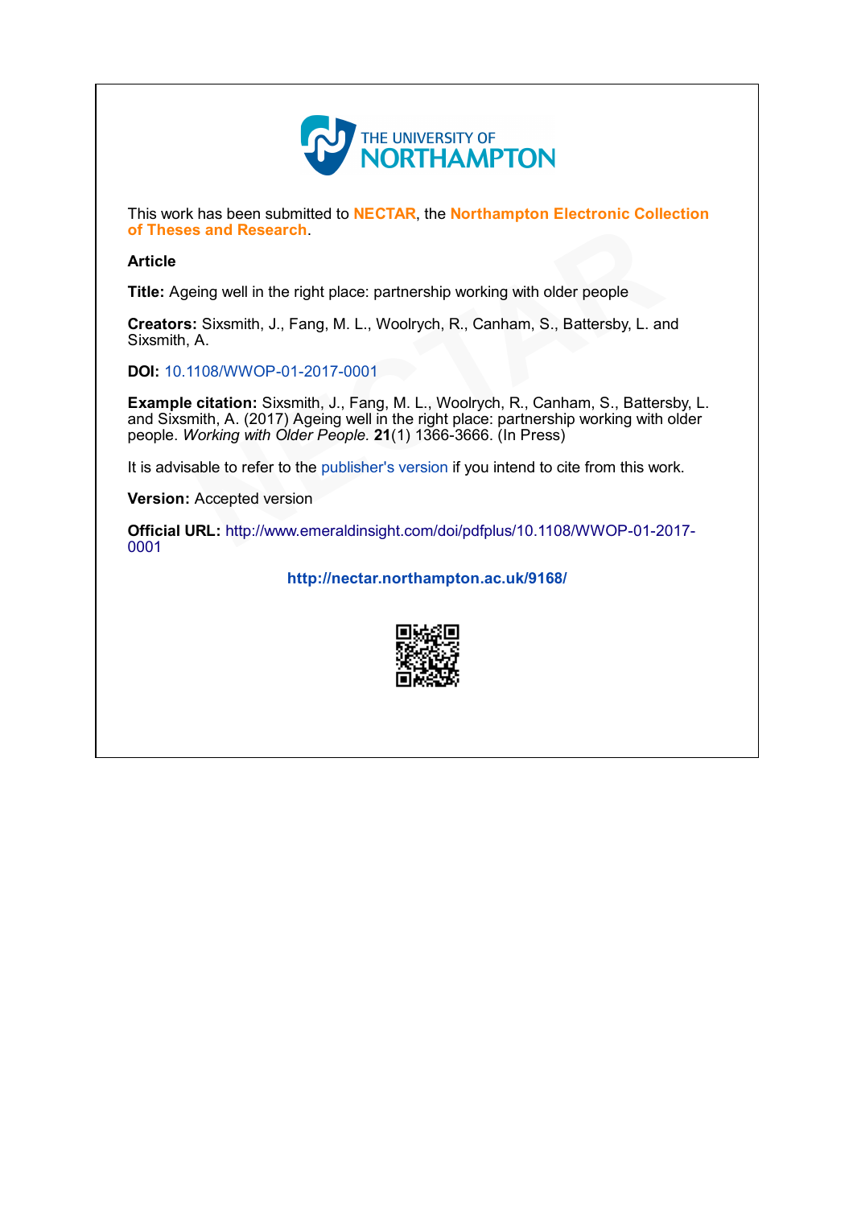THE UNIVERSITY OF NORTHAMPTON

This work has been submitted to **NECTAR**, the **Northampton Electronic Collection of Theses and Research**.

**Article**

**Title:** Ageing well in the right place: partnership working with older people

**Creators:** Sixsmith, J., Fang, M. L., Woolrych, R., Canham, S., Battersby, L. and Sixsmith, A.

**DOI:** 10.1108/WWOP-01-2017-0001

**Example citation:** Sixsmith, J., Fang, M. L., Woolrych, R., Canham, S., Battersby, L. and Sixsmith, A. (2017) Ageing well in the right place: partnership working with older people. *Working with Older People.* **21**(1) 1366-3666. (In Press)

It is advisable to refer to the publisher's version if you intend to cite from this work.

**Version:** Accepted version

**Official URL:** http://www.emeraldinsight.com/doi/pdfplus/10.1108/WWOP-01-2017-0001

**http://nectar.northampton.ac.uk/9168/**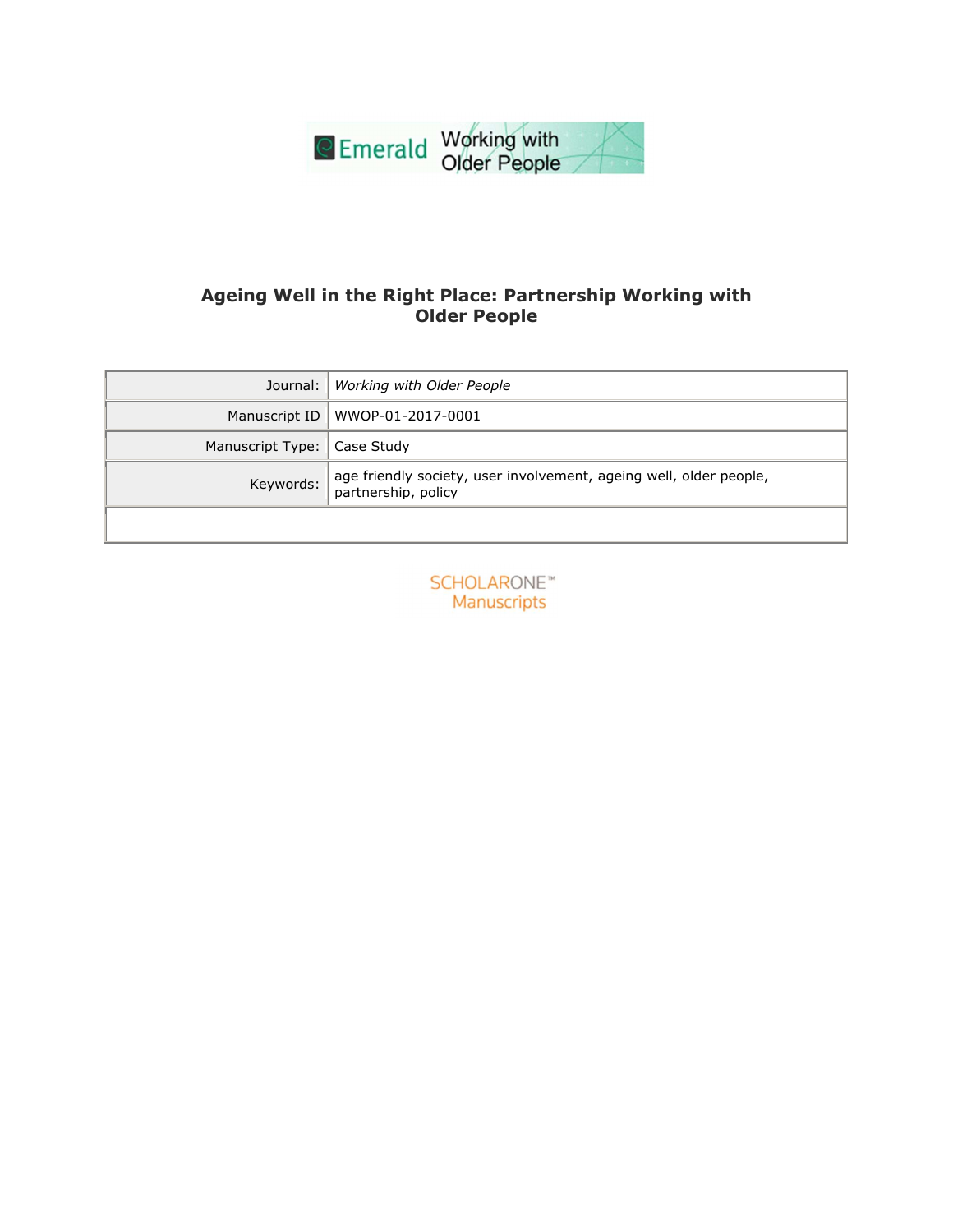Emerald Working with Older People

# Ageing Well in the Right Place: Partnership Working with Older People

| Journal: | *Working with Older People* |
| --- | --- |
| Manuscript ID | WWOP-01-2017-0001 |
| Manuscript Type: | Case Study |
| Keywords: | age friendly society, user involvement, ageing well, older people, partnership, policy |
| | |

SCHOLARONE™ Manuscripts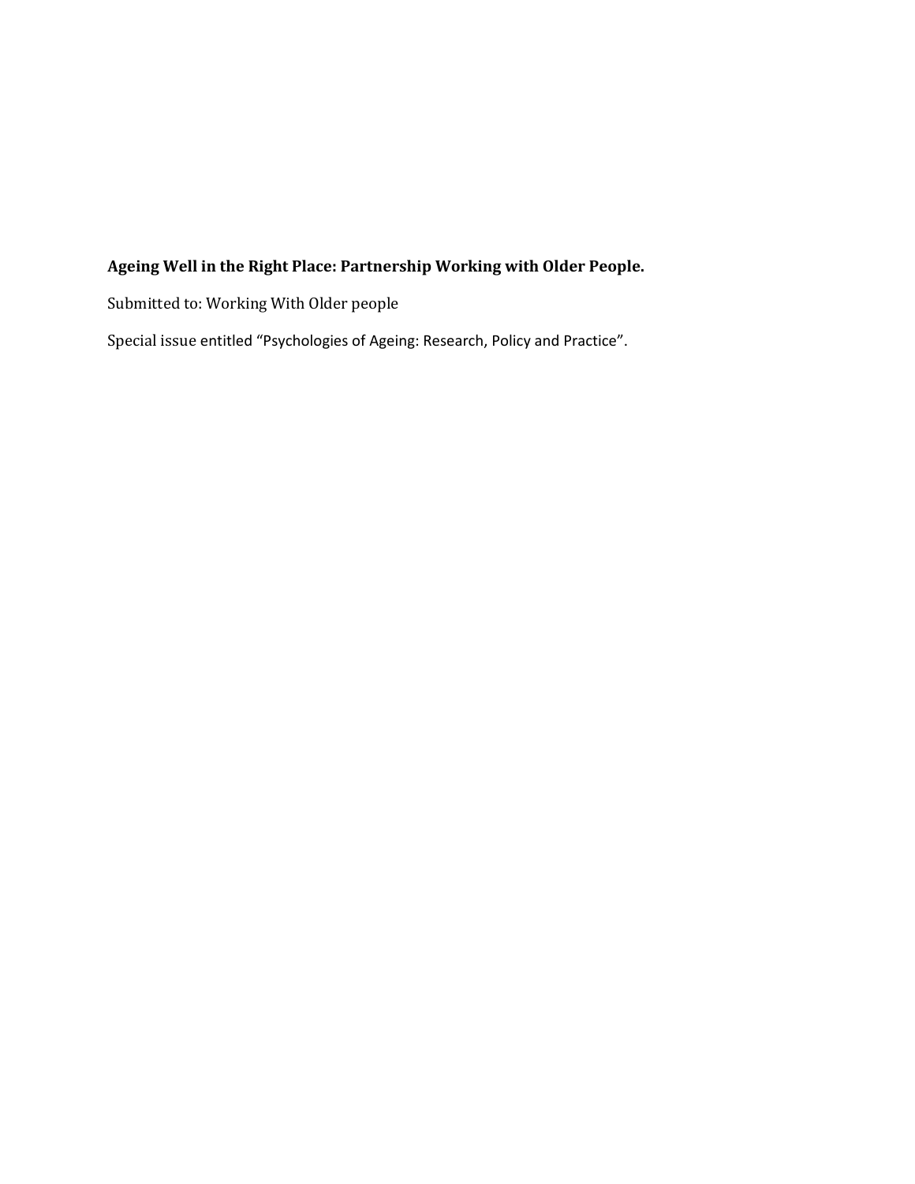**Ageing Well in the Right Place: Partnership Working with Older People.**

Submitted to: Working With Older people

Special issue entitled “Psychologies of Ageing: Research, Policy and Practice”.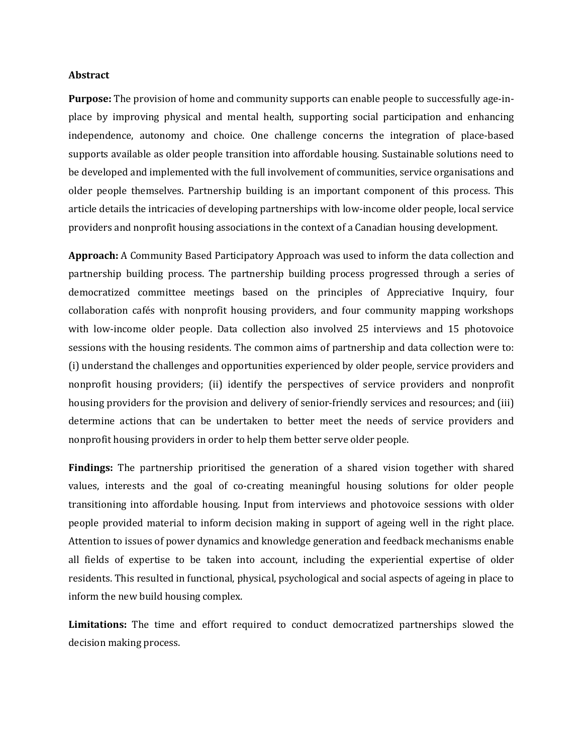**Abstract**

**Purpose:** The provision of home and community supports can enable people to successfully age-in-place by improving physical and mental health, supporting social participation and enhancing independence, autonomy and choice. One challenge concerns the integration of place-based supports available as older people transition into affordable housing. Sustainable solutions need to be developed and implemented with the full involvement of communities, service organisations and older people themselves. Partnership building is an important component of this process. This article details the intricacies of developing partnerships with low-income older people, local service providers and nonprofit housing associations in the context of a Canadian housing development.

**Approach:** A Community Based Participatory Approach was used to inform the data collection and partnership building process. The partnership building process progressed through a series of democratized committee meetings based on the principles of Appreciative Inquiry, four collaboration cafés with nonprofit housing providers, and four community mapping workshops with low-income older people. Data collection also involved 25 interviews and 15 photovoice sessions with the housing residents. The common aims of partnership and data collection were to: (i) understand the challenges and opportunities experienced by older people, service providers and nonprofit housing providers; (ii) identify the perspectives of service providers and nonprofit housing providers for the provision and delivery of senior-friendly services and resources; and (iii) determine actions that can be undertaken to better meet the needs of service providers and nonprofit housing providers in order to help them better serve older people.

**Findings:** The partnership prioritised the generation of a shared vision together with shared values, interests and the goal of co-creating meaningful housing solutions for older people transitioning into affordable housing. Input from interviews and photovoice sessions with older people provided material to inform decision making in support of ageing well in the right place. Attention to issues of power dynamics and knowledge generation and feedback mechanisms enable all fields of expertise to be taken into account, including the experiential expertise of older residents. This resulted in functional, physical, psychological and social aspects of ageing in place to inform the new build housing complex.

**Limitations:** The time and effort required to conduct democratized partnerships slowed the decision making process.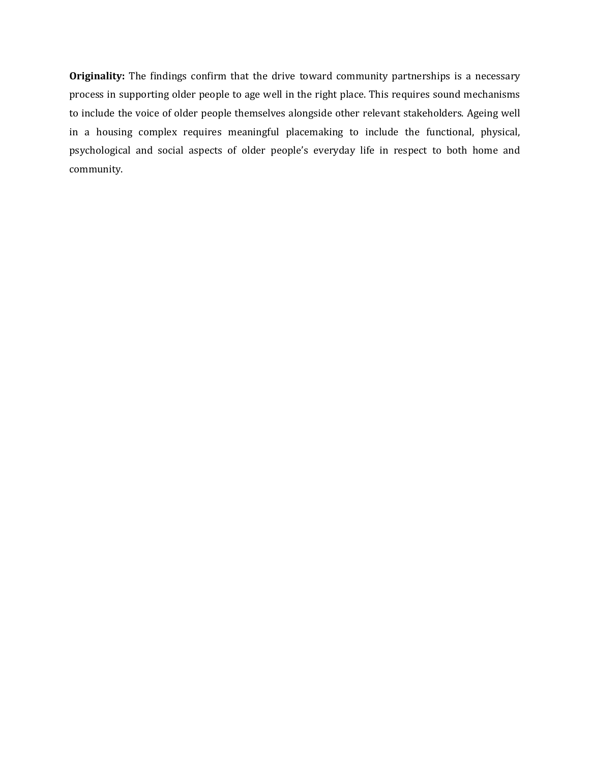**Originality:** The findings confirm that the drive toward community partnerships is a necessary process in supporting older people to age well in the right place. This requires sound mechanisms to include the voice of older people themselves alongside other relevant stakeholders. Ageing well in a housing complex requires meaningful placemaking to include the functional, physical, psychological and social aspects of older people's everyday life in respect to both home and community.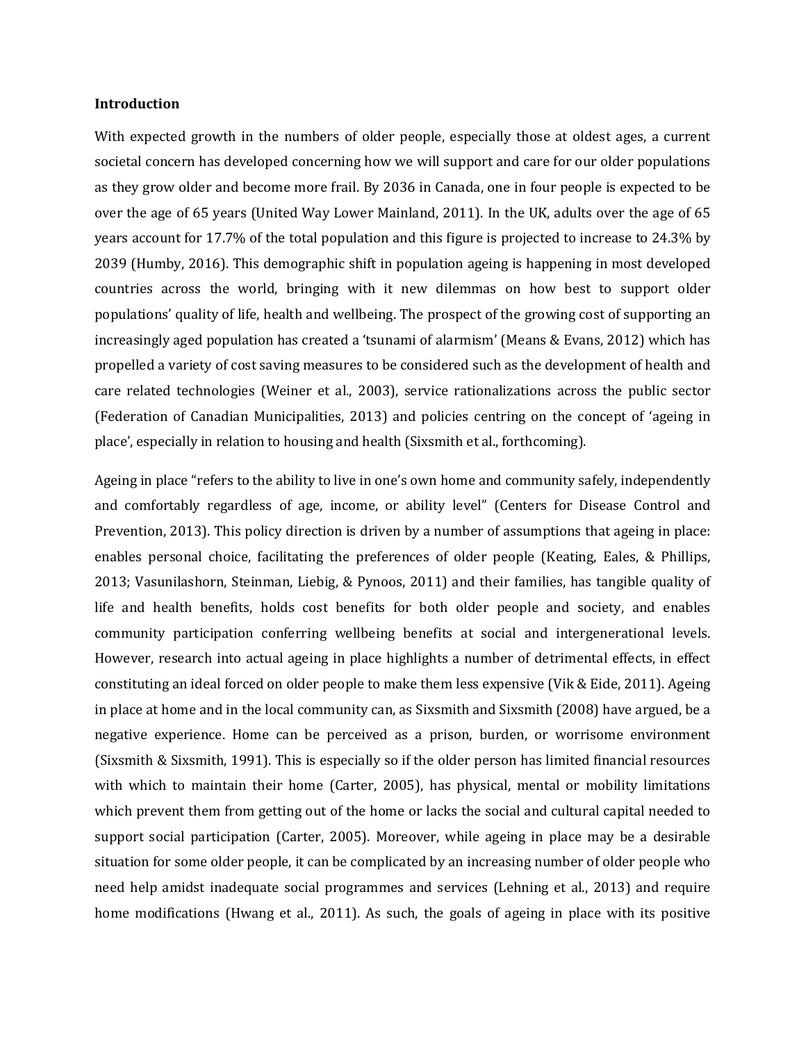**Introduction**

With expected growth in the numbers of older people, especially those at oldest ages, a current societal concern has developed concerning how we will support and care for our older populations as they grow older and become more frail. By 2036 in Canada, one in four people is expected to be over the age of 65 years (United Way Lower Mainland, 2011). In the UK, adults over the age of 65 years account for 17.7% of the total population and this figure is projected to increase to 24.3% by 2039 (Humby, 2016). This demographic shift in population ageing is happening in most developed countries across the world, bringing with it new dilemmas on how best to support older populations' quality of life, health and wellbeing. The prospect of the growing cost of supporting an increasingly aged population has created a 'tsunami of alarmism' (Means & Evans, 2012) which has propelled a variety of cost saving measures to be considered such as the development of health and care related technologies (Weiner et al., 2003), service rationalizations across the public sector (Federation of Canadian Municipalities, 2013) and policies centring on the concept of 'ageing in place', especially in relation to housing and health (Sixsmith et al., forthcoming).

Ageing in place "refers to the ability to live in one's own home and community safely, independently and comfortably regardless of age, income, or ability level" (Centers for Disease Control and Prevention, 2013). This policy direction is driven by a number of assumptions that ageing in place: enables personal choice, facilitating the preferences of older people (Keating, Eales, & Phillips, 2013; Vasunilashorn, Steinman, Liebig, & Pynoos, 2011) and their families, has tangible quality of life and health benefits, holds cost benefits for both older people and society, and enables community participation conferring wellbeing benefits at social and intergenerational levels. However, research into actual ageing in place highlights a number of detrimental effects, in effect constituting an ideal forced on older people to make them less expensive (Vik & Eide, 2011). Ageing in place at home and in the local community can, as Sixsmith and Sixsmith (2008) have argued, be a negative experience. Home can be perceived as a prison, burden, or worrisome environment (Sixsmith & Sixsmith, 1991). This is especially so if the older person has limited financial resources with which to maintain their home (Carter, 2005), has physical, mental or mobility limitations which prevent them from getting out of the home or lacks the social and cultural capital needed to support social participation (Carter, 2005). Moreover, while ageing in place may be a desirable situation for some older people, it can be complicated by an increasing number of older people who need help amidst inadequate social programmes and services (Lehning et al., 2013) and require home modifications (Hwang et al., 2011). As such, the goals of ageing in place with its positive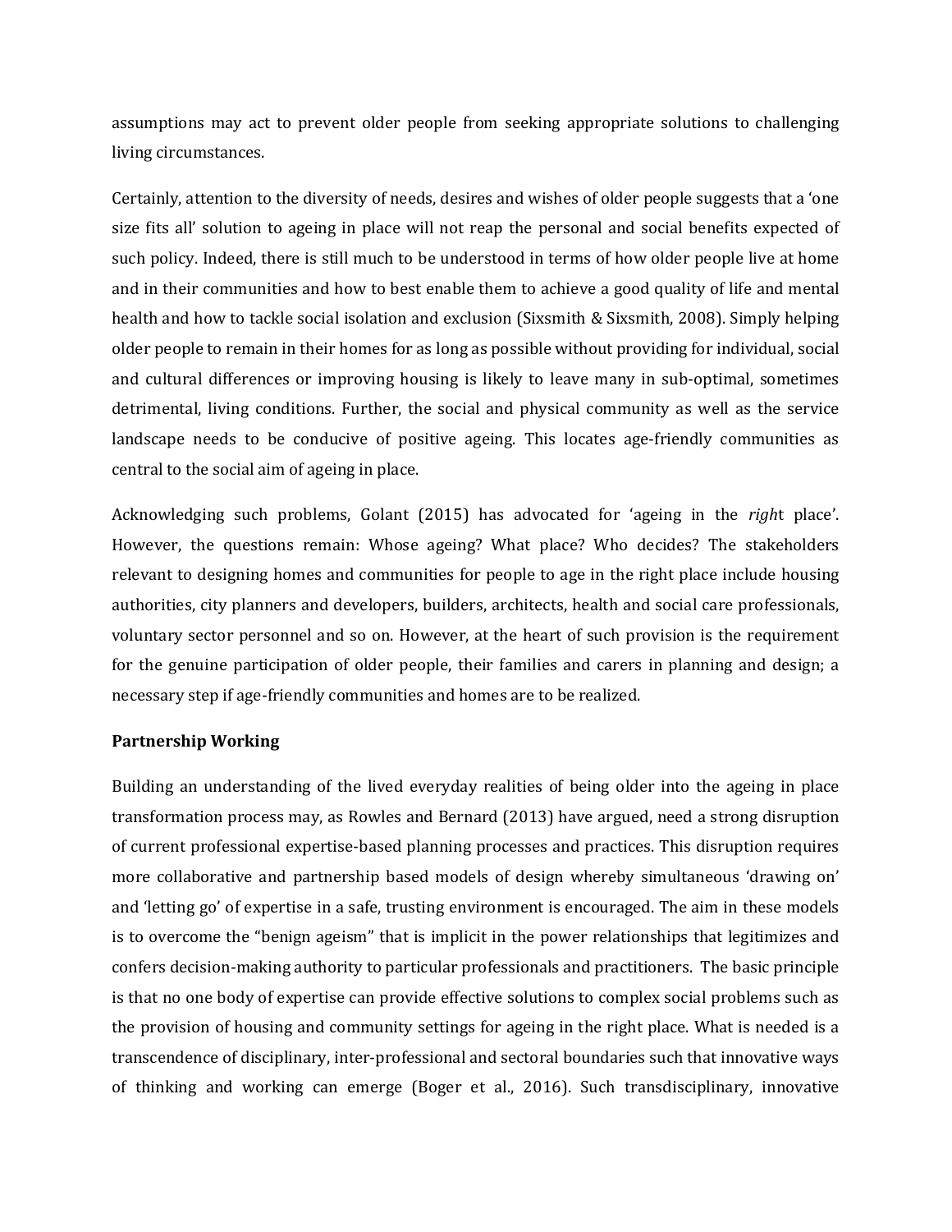assumptions may act to prevent older people from seeking appropriate solutions to challenging living circumstances.

Certainly, attention to the diversity of needs, desires and wishes of older people suggests that a 'one size fits all' solution to ageing in place will not reap the personal and social benefits expected of such policy. Indeed, there is still much to be understood in terms of how older people live at home and in their communities and how to best enable them to achieve a good quality of life and mental health and how to tackle social isolation and exclusion (Sixsmith & Sixsmith, 2008). Simply helping older people to remain in their homes for as long as possible without providing for individual, social and cultural differences or improving housing is likely to leave many in sub-optimal, sometimes detrimental, living conditions. Further, the social and physical community as well as the service landscape needs to be conducive of positive ageing. This locates age-friendly communities as central to the social aim of ageing in place.

Acknowledging such problems, Golant (2015) has advocated for 'ageing in the *righ*t place'. However, the questions remain: Whose ageing? What place? Who decides? The stakeholders relevant to designing homes and communities for people to age in the right place include housing authorities, city planners and developers, builders, architects, health and social care professionals, voluntary sector personnel and so on. However, at the heart of such provision is the requirement for the genuine participation of older people, their families and carers in planning and design; a necessary step if age-friendly communities and homes are to be realized.

**Partnership Working**

Building an understanding of the lived everyday realities of being older into the ageing in place transformation process may, as Rowles and Bernard (2013) have argued, need a strong disruption of current professional expertise-based planning processes and practices. This disruption requires more collaborative and partnership based models of design whereby simultaneous 'drawing on' and 'letting go' of expertise in a safe, trusting environment is encouraged. The aim in these models is to overcome the "benign ageism" that is implicit in the power relationships that legitimizes and confers decision-making authority to particular professionals and practitioners. The basic principle is that no one body of expertise can provide effective solutions to complex social problems such as the provision of housing and community settings for ageing in the right place. What is needed is a transcendence of disciplinary, inter-professional and sectoral boundaries such that innovative ways of thinking and working can emerge (Boger et al., 2016). Such transdisciplinary, innovative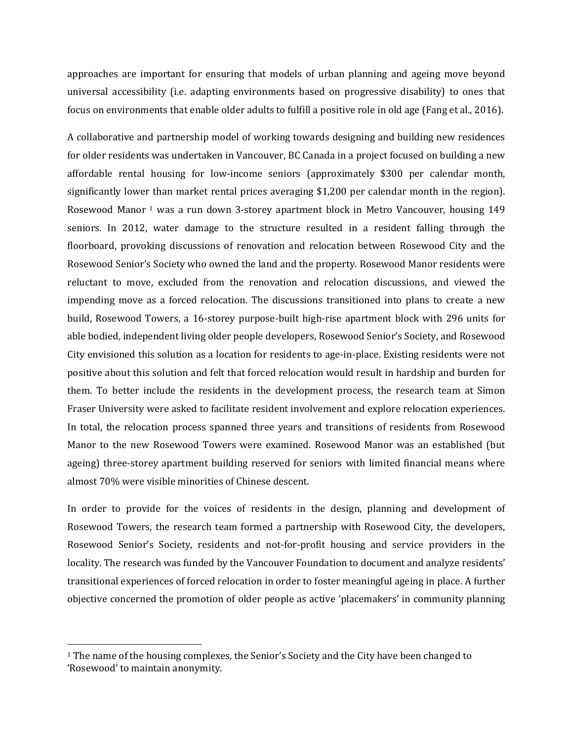approaches are important for ensuring that models of urban planning and ageing move beyond universal accessibility (i.e. adapting environments based on progressive disability) to ones that focus on environments that enable older adults to fulfill a positive role in old age (Fang et al., 2016).

A collaborative and partnership model of working towards designing and building new residences for older residents was undertaken in Vancouver, BC Canada in a project focused on building a new affordable rental housing for low-income seniors (approximately $300 per calendar month, significantly lower than market rental prices averaging $1,200 per calendar month in the region). Rosewood Manor [1] was a run down 3-storey apartment block in Metro Vancouver, housing 149 seniors. In 2012, water damage to the structure resulted in a resident falling through the floorboard, provoking discussions of renovation and relocation between Rosewood City and the Rosewood Senior's Society who owned the land and the property. Rosewood Manor residents were reluctant to move, excluded from the renovation and relocation discussions, and viewed the impending move as a forced relocation. The discussions transitioned into plans to create a new build, Rosewood Towers, a 16-storey purpose-built high-rise apartment block with 296 units for able bodied, independent living older people developers, Rosewood Senior's Society, and Rosewood City envisioned this solution as a location for residents to age-in-place. Existing residents were not positive about this solution and felt that forced relocation would result in hardship and burden for them. To better include the residents in the development process, the research team at Simon Fraser University were asked to facilitate resident involvement and explore relocation experiences. In total, the relocation process spanned three years and transitions of residents from Rosewood Manor to the new Rosewood Towers were examined. Rosewood Manor was an established (but ageing) three-storey apartment building reserved for seniors with limited financial means where almost 70% were visible minorities of Chinese descent.

In order to provide for the voices of residents in the design, planning and development of Rosewood Towers, the research team formed a partnership with Rosewood City, the developers, Rosewood Senior's Society, residents and not-for-profit housing and service providers in the locality. The research was funded by the Vancouver Foundation to document and analyze residents' transitional experiences of forced relocation in order to foster meaningful ageing in place. A further objective concerned the promotion of older people as active 'placemakers' in community planning

[1] The name of the housing complexes, the Senior's Society and the City have been changed to 'Rosewood' to maintain anonymity.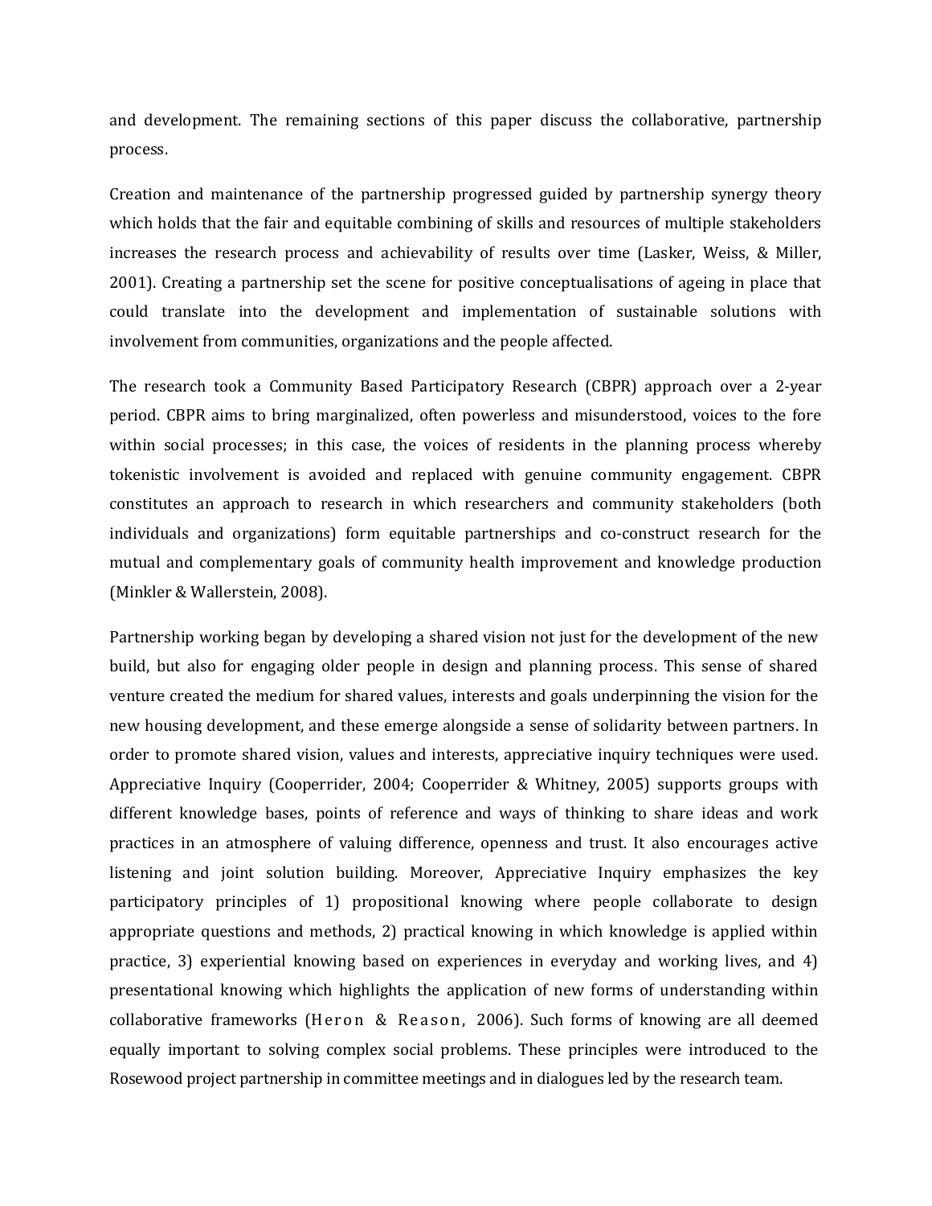and development. The remaining sections of this paper discuss the collaborative, partnership process.

Creation and maintenance of the partnership progressed guided by partnership synergy theory which holds that the fair and equitable combining of skills and resources of multiple stakeholders increases the research process and achievability of results over time (Lasker, Weiss, & Miller, 2001). Creating a partnership set the scene for positive conceptualisations of ageing in place that could translate into the development and implementation of sustainable solutions with involvement from communities, organizations and the people affected.

The research took a Community Based Participatory Research (CBPR) approach over a 2-year period. CBPR aims to bring marginalized, often powerless and misunderstood, voices to the fore within social processes; in this case, the voices of residents in the planning process whereby tokenistic involvement is avoided and replaced with genuine community engagement. CBPR constitutes an approach to research in which researchers and community stakeholders (both individuals and organizations) form equitable partnerships and co-construct research for the mutual and complementary goals of community health improvement and knowledge production (Minkler & Wallerstein, 2008).

Partnership working began by developing a shared vision not just for the development of the new build, but also for engaging older people in design and planning process. This sense of shared venture created the medium for shared values, interests and goals underpinning the vision for the new housing development, and these emerge alongside a sense of solidarity between partners. In order to promote shared vision, values and interests, appreciative inquiry techniques were used. Appreciative Inquiry (Cooperrider, 2004; Cooperrider & Whitney, 2005) supports groups with different knowledge bases, points of reference and ways of thinking to share ideas and work practices in an atmosphere of valuing difference, openness and trust. It also encourages active listening and joint solution building. Moreover, Appreciative Inquiry emphasizes the key participatory principles of 1) propositional knowing where people collaborate to design appropriate questions and methods, 2) practical knowing in which knowledge is applied within practice, 3) experiential knowing based on experiences in everyday and working lives, and 4) presentational knowing which highlights the application of new forms of understanding within collaborative frameworks (Heron & Reason, 2006). Such forms of knowing are all deemed equally important to solving complex social problems. These principles were introduced to the Rosewood project partnership in committee meetings and in dialogues led by the research team.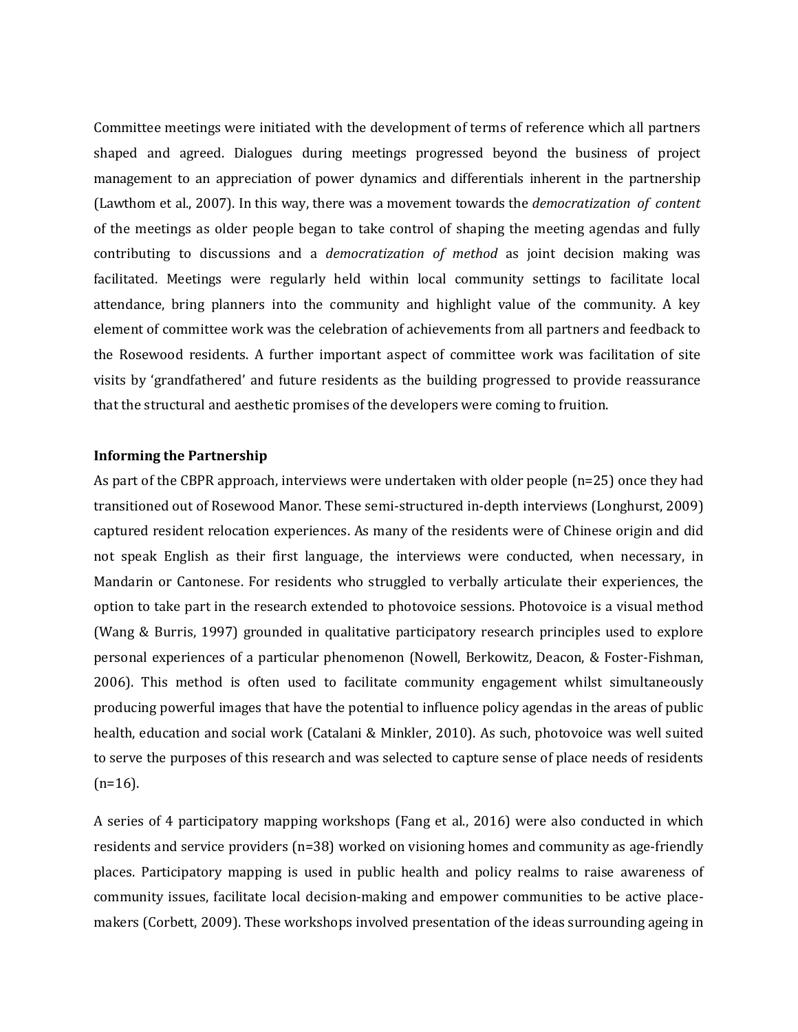Committee meetings were initiated with the development of terms of reference which all partners shaped and agreed. Dialogues during meetings progressed beyond the business of project management to an appreciation of power dynamics and differentials inherent in the partnership (Lawthom et al., 2007). In this way, there was a movement towards the *democratization of content* of the meetings as older people began to take control of shaping the meeting agendas and fully contributing to discussions and a *democratization of method* as joint decision making was facilitated. Meetings were regularly held within local community settings to facilitate local attendance, bring planners into the community and highlight value of the community. A key element of committee work was the celebration of achievements from all partners and feedback to the Rosewood residents. A further important aspect of committee work was facilitation of site visits by 'grandfathered' and future residents as the building progressed to provide reassurance that the structural and aesthetic promises of the developers were coming to fruition.

**Informing the Partnership**

As part of the CBPR approach, interviews were undertaken with older people (n=25) once they had transitioned out of Rosewood Manor. These semi-structured in-depth interviews (Longhurst, 2009) captured resident relocation experiences. As many of the residents were of Chinese origin and did not speak English as their first language, the interviews were conducted, when necessary, in Mandarin or Cantonese. For residents who struggled to verbally articulate their experiences, the option to take part in the research extended to photovoice sessions. Photovoice is a visual method (Wang & Burris, 1997) grounded in qualitative participatory research principles used to explore personal experiences of a particular phenomenon (Nowell, Berkowitz, Deacon, & Foster-Fishman, 2006). This method is often used to facilitate community engagement whilst simultaneously producing powerful images that have the potential to influence policy agendas in the areas of public health, education and social work (Catalani & Minkler, 2010). As such, photovoice was well suited to serve the purposes of this research and was selected to capture sense of place needs of residents (n=16).

A series of 4 participatory mapping workshops (Fang et al., 2016) were also conducted in which residents and service providers (n=38) worked on visioning homes and community as age-friendly places. Participatory mapping is used in public health and policy realms to raise awareness of community issues, facilitate local decision-making and empower communities to be active place-makers (Corbett, 2009). These workshops involved presentation of the ideas surrounding ageing in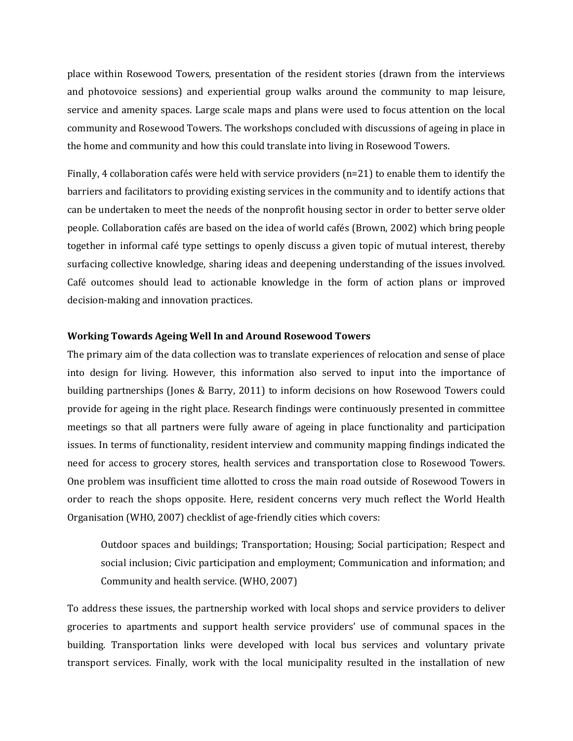place within Rosewood Towers, presentation of the resident stories (drawn from the interviews and photovoice sessions) and experiential group walks around the community to map leisure, service and amenity spaces. Large scale maps and plans were used to focus attention on the local community and Rosewood Towers. The workshops concluded with discussions of ageing in place in the home and community and how this could translate into living in Rosewood Towers.

Finally, 4 collaboration cafés were held with service providers (n=21) to enable them to identify the barriers and facilitators to providing existing services in the community and to identify actions that can be undertaken to meet the needs of the nonprofit housing sector in order to better serve older people. Collaboration cafés are based on the idea of world cafés (Brown, 2002) which bring people together in informal café type settings to openly discuss a given topic of mutual interest, thereby surfacing collective knowledge, sharing ideas and deepening understanding of the issues involved. Café outcomes should lead to actionable knowledge in the form of action plans or improved decision-making and innovation practices.

**Working Towards Ageing Well In and Around Rosewood Towers**

The primary aim of the data collection was to translate experiences of relocation and sense of place into design for living. However, this information also served to input into the importance of building partnerships (Jones & Barry, 2011) to inform decisions on how Rosewood Towers could provide for ageing in the right place. Research findings were continuously presented in committee meetings so that all partners were fully aware of ageing in place functionality and participation issues. In terms of functionality, resident interview and community mapping findings indicated the need for access to grocery stores, health services and transportation close to Rosewood Towers. One problem was insufficient time allotted to cross the main road outside of Rosewood Towers in order to reach the shops opposite. Here, resident concerns very much reflect the World Health Organisation (WHO, 2007) checklist of age-friendly cities which covers:

> Outdoor spaces and buildings; Transportation; Housing; Social participation; Respect and social inclusion; Civic participation and employment; Communication and information; and Community and health service. (WHO, 2007)

To address these issues, the partnership worked with local shops and service providers to deliver groceries to apartments and support health service providers' use of communal spaces in the building. Transportation links were developed with local bus services and voluntary private transport services. Finally, work with the local municipality resulted in the installation of new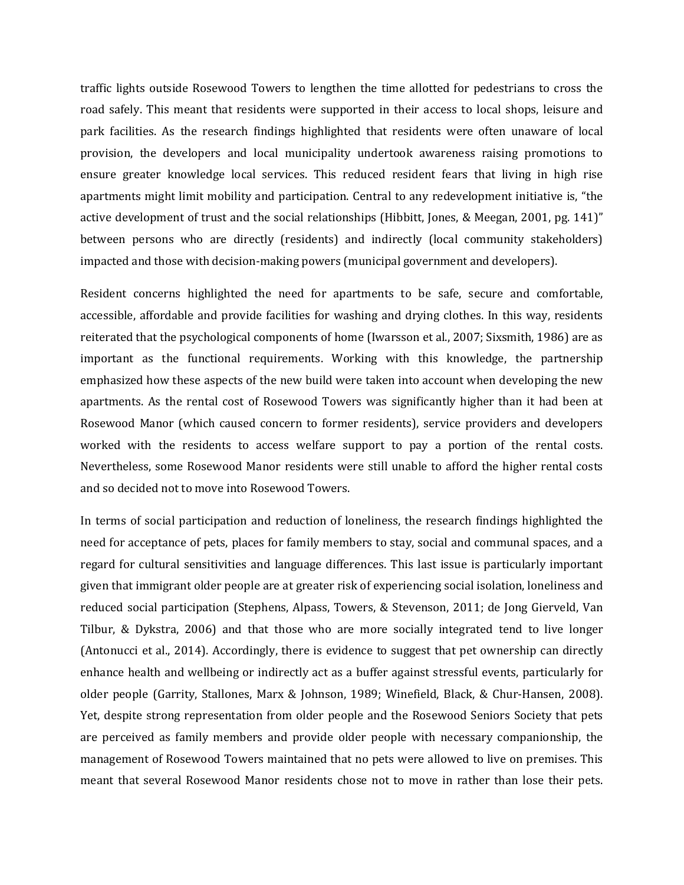traffic lights outside Rosewood Towers to lengthen the time allotted for pedestrians to cross the road safely. This meant that residents were supported in their access to local shops, leisure and park facilities. As the research findings highlighted that residents were often unaware of local provision, the developers and local municipality undertook awareness raising promotions to ensure greater knowledge local services. This reduced resident fears that living in high rise apartments might limit mobility and participation. Central to any redevelopment initiative is, "the active development of trust and the social relationships (Hibbitt, Jones, & Meegan, 2001, pg. 141)" between persons who are directly (residents) and indirectly (local community stakeholders) impacted and those with decision-making powers (municipal government and developers).

Resident concerns highlighted the need for apartments to be safe, secure and comfortable, accessible, affordable and provide facilities for washing and drying clothes. In this way, residents reiterated that the psychological components of home (Iwarsson et al., 2007; Sixsmith, 1986) are as important as the functional requirements. Working with this knowledge, the partnership emphasized how these aspects of the new build were taken into account when developing the new apartments. As the rental cost of Rosewood Towers was significantly higher than it had been at Rosewood Manor (which caused concern to former residents), service providers and developers worked with the residents to access welfare support to pay a portion of the rental costs. Nevertheless, some Rosewood Manor residents were still unable to afford the higher rental costs and so decided not to move into Rosewood Towers.

In terms of social participation and reduction of loneliness, the research findings highlighted the need for acceptance of pets, places for family members to stay, social and communal spaces, and a regard for cultural sensitivities and language differences. This last issue is particularly important given that immigrant older people are at greater risk of experiencing social isolation, loneliness and reduced social participation (Stephens, Alpass, Towers, & Stevenson, 2011; de Jong Gierveld, Van Tilbur, & Dykstra, 2006) and that those who are more socially integrated tend to live longer (Antonucci et al., 2014). Accordingly, there is evidence to suggest that pet ownership can directly enhance health and wellbeing or indirectly act as a buffer against stressful events, particularly for older people (Garrity, Stallones, Marx & Johnson, 1989; Winefield, Black, & Chur-Hansen, 2008). Yet, despite strong representation from older people and the Rosewood Seniors Society that pets are perceived as family members and provide older people with necessary companionship, the management of Rosewood Towers maintained that no pets were allowed to live on premises. This meant that several Rosewood Manor residents chose not to move in rather than lose their pets.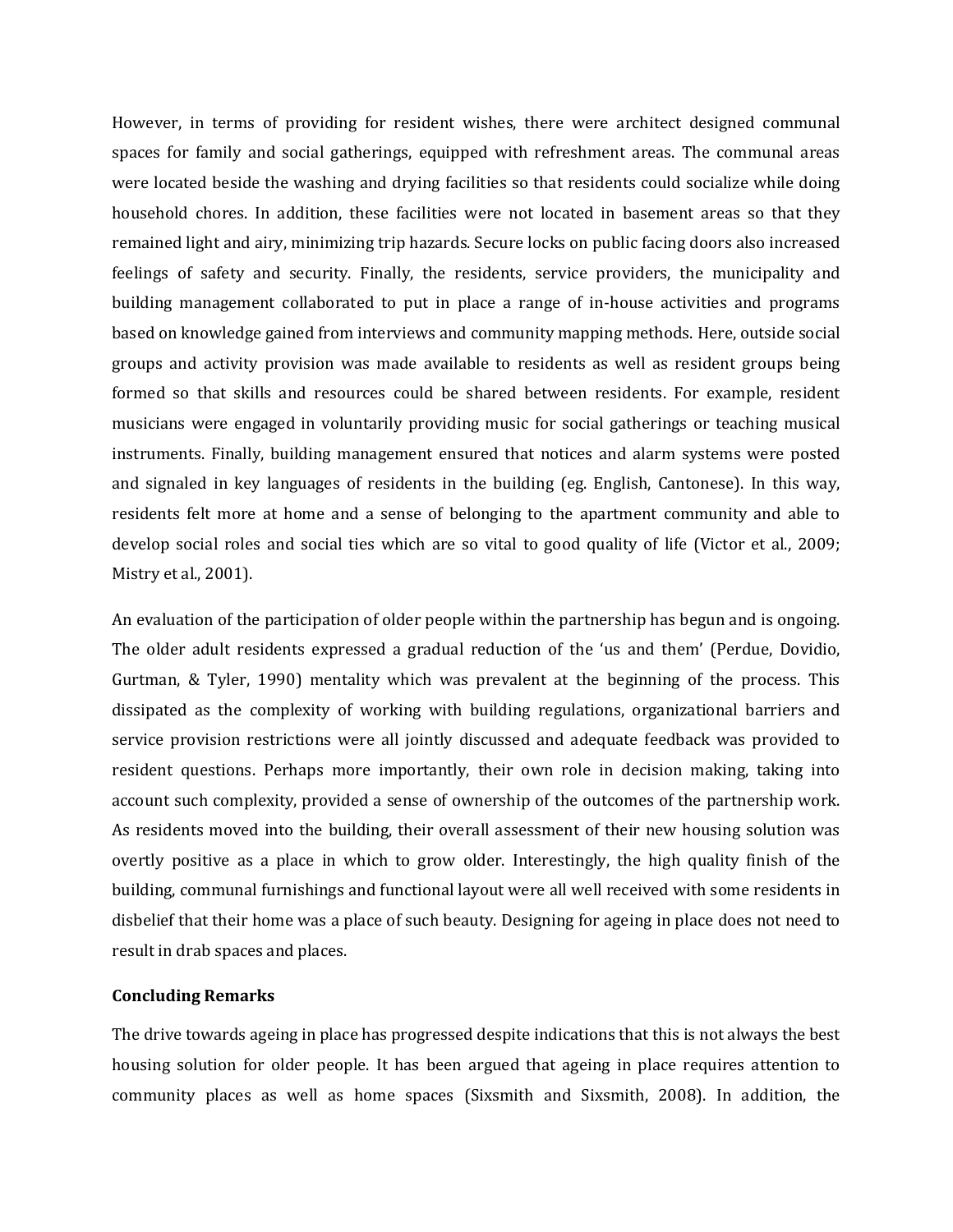However, in terms of providing for resident wishes, there were architect designed communal spaces for family and social gatherings, equipped with refreshment areas. The communal areas were located beside the washing and drying facilities so that residents could socialize while doing household chores. In addition, these facilities were not located in basement areas so that they remained light and airy, minimizing trip hazards. Secure locks on public facing doors also increased feelings of safety and security. Finally, the residents, service providers, the municipality and building management collaborated to put in place a range of in-house activities and programs based on knowledge gained from interviews and community mapping methods. Here, outside social groups and activity provision was made available to residents as well as resident groups being formed so that skills and resources could be shared between residents. For example, resident musicians were engaged in voluntarily providing music for social gatherings or teaching musical instruments. Finally, building management ensured that notices and alarm systems were posted and signaled in key languages of residents in the building (eg. English, Cantonese). In this way, residents felt more at home and a sense of belonging to the apartment community and able to develop social roles and social ties which are so vital to good quality of life (Victor et al., 2009; Mistry et al., 2001).

An evaluation of the participation of older people within the partnership has begun and is ongoing. The older adult residents expressed a gradual reduction of the 'us and them' (Perdue, Dovidio, Gurtman, & Tyler, 1990) mentality which was prevalent at the beginning of the process. This dissipated as the complexity of working with building regulations, organizational barriers and service provision restrictions were all jointly discussed and adequate feedback was provided to resident questions. Perhaps more importantly, their own role in decision making, taking into account such complexity, provided a sense of ownership of the outcomes of the partnership work. As residents moved into the building, their overall assessment of their new housing solution was overtly positive as a place in which to grow older. Interestingly, the high quality finish of the building, communal furnishings and functional layout were all well received with some residents in disbelief that their home was a place of such beauty. Designing for ageing in place does not need to result in drab spaces and places.

## Concluding Remarks

The drive towards ageing in place has progressed despite indications that this is not always the best housing solution for older people. It has been argued that ageing in place requires attention to community places as well as home spaces (Sixsmith and Sixsmith, 2008). In addition, the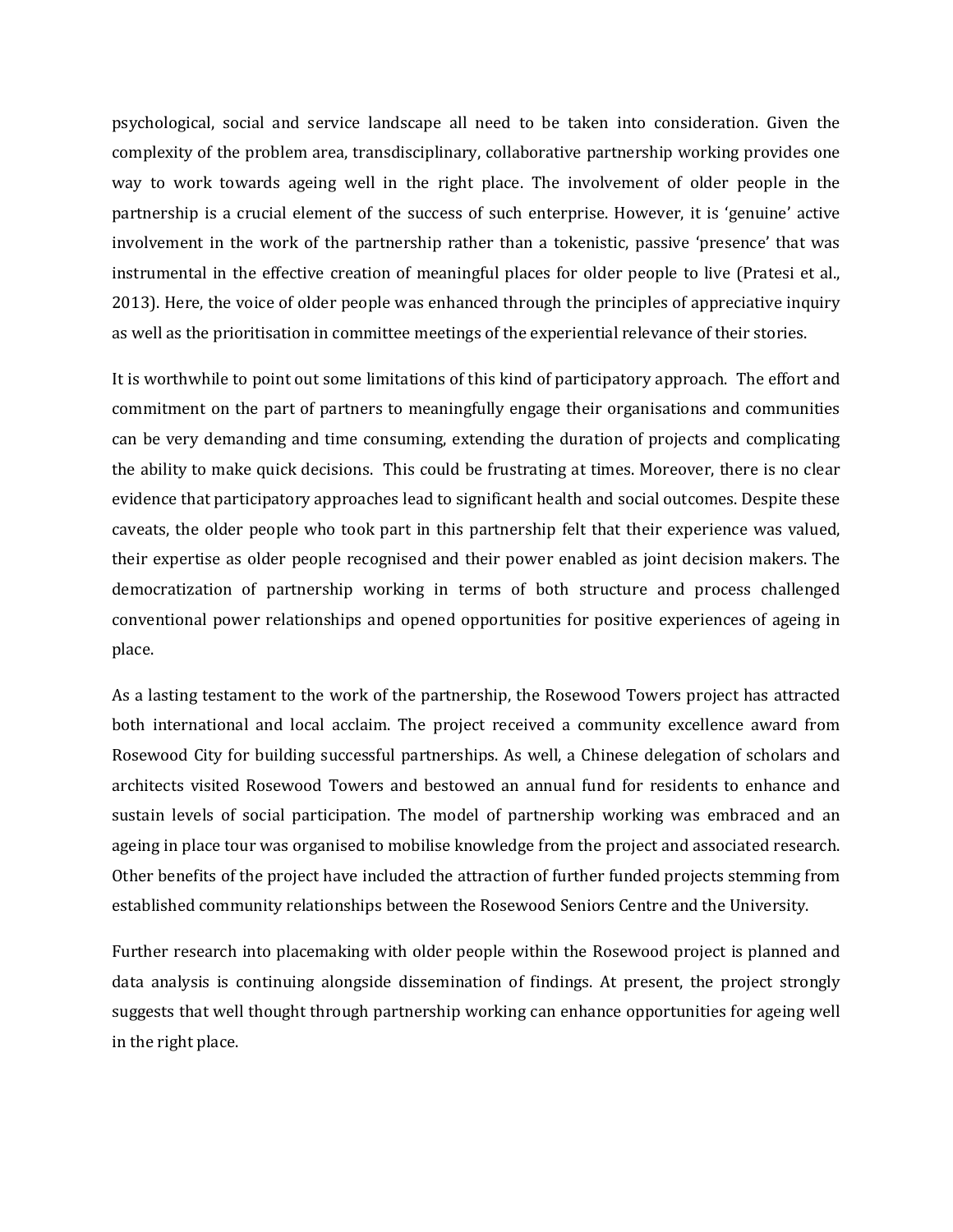psychological, social and service landscape all need to be taken into consideration. Given the complexity of the problem area, transdisciplinary, collaborative partnership working provides one way to work towards ageing well in the right place. The involvement of older people in the partnership is a crucial element of the success of such enterprise. However, it is 'genuine' active involvement in the work of the partnership rather than a tokenistic, passive 'presence' that was instrumental in the effective creation of meaningful places for older people to live (Pratesi et al., 2013). Here, the voice of older people was enhanced through the principles of appreciative inquiry as well as the prioritisation in committee meetings of the experiential relevance of their stories.

It is worthwhile to point out some limitations of this kind of participatory approach. The effort and commitment on the part of partners to meaningfully engage their organisations and communities can be very demanding and time consuming, extending the duration of projects and complicating the ability to make quick decisions. This could be frustrating at times. Moreover, there is no clear evidence that participatory approaches lead to significant health and social outcomes. Despite these caveats, the older people who took part in this partnership felt that their experience was valued, their expertise as older people recognised and their power enabled as joint decision makers. The democratization of partnership working in terms of both structure and process challenged conventional power relationships and opened opportunities for positive experiences of ageing in place.

As a lasting testament to the work of the partnership, the Rosewood Towers project has attracted both international and local acclaim. The project received a community excellence award from Rosewood City for building successful partnerships. As well, a Chinese delegation of scholars and architects visited Rosewood Towers and bestowed an annual fund for residents to enhance and sustain levels of social participation. The model of partnership working was embraced and an ageing in place tour was organised to mobilise knowledge from the project and associated research. Other benefits of the project have included the attraction of further funded projects stemming from established community relationships between the Rosewood Seniors Centre and the University.

Further research into placemaking with older people within the Rosewood project is planned and data analysis is continuing alongside dissemination of findings. At present, the project strongly suggests that well thought through partnership working can enhance opportunities for ageing well in the right place.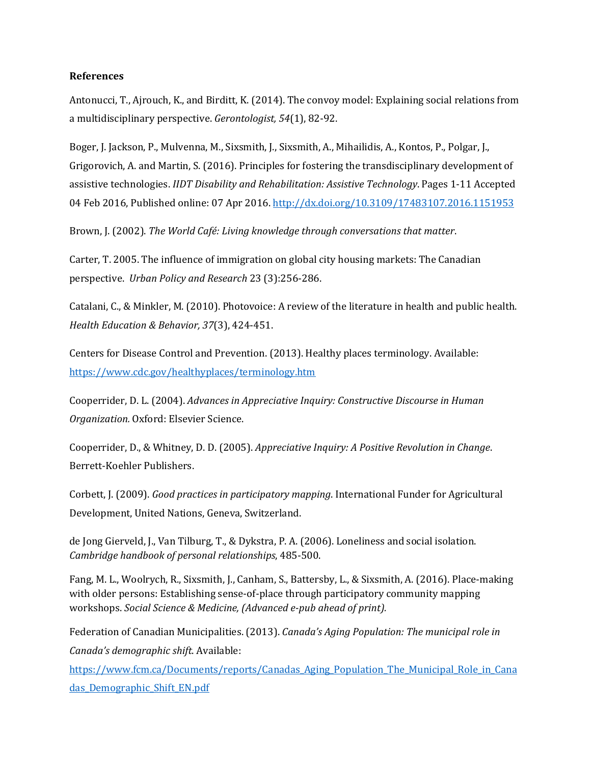**References**

Antonucci, T., Ajrouch, K., and Birditt, K. (2014). The convoy model: Explaining social relations from a multidisciplinary perspective. *Gerontologist, 54*(1), 82-92.

Boger, J. Jackson, P., Mulvenna, M., Sixsmith, J., Sixsmith, A., Mihailidis, A., Kontos, P., Polgar, J., Grigorovich, A. and Martin, S. (2016). Principles for fostering the transdisciplinary development of assistive technologies. *IIDT Disability and Rehabilitation: Assistive Technology*. Pages 1-11 Accepted 04 Feb 2016, Published online: 07 Apr 2016. http://dx.doi.org/10.3109/17483107.2016.1151953

Brown, J. (2002). *The World Café: Living knowledge through conversations that matter*.

Carter, T. 2005. The influence of immigration on global city housing markets: The Canadian perspective. *Urban Policy and Research* 23 (3):256-286.

Catalani, C., & Minkler, M. (2010). Photovoice: A review of the literature in health and public health. *Health Education & Behavior, 37*(3), 424-451.

Centers for Disease Control and Prevention. (2013). Healthy places terminology. Available: https://www.cdc.gov/healthyplaces/terminology.htm

Cooperrider, D. L. (2004). *Advances in Appreciative Inquiry: Constructive Discourse in Human Organization.* Oxford: Elsevier Science.

Cooperrider, D., & Whitney, D. D. (2005). *Appreciative Inquiry: A Positive Revolution in Change*. Berrett-Koehler Publishers.

Corbett, J. (2009). *Good practices in participatory mapping*. International Funder for Agricultural Development, United Nations, Geneva, Switzerland.

de Jong Gierveld, J., Van Tilburg, T., & Dykstra, P. A. (2006). Loneliness and social isolation. *Cambridge handbook of personal relationships*, 485-500.

Fang, M. L., Woolrych, R., Sixsmith, J., Canham, S., Battersby, L., & Sixsmith, A. (2016). Place-making with older persons: Establishing sense-of-place through participatory community mapping workshops. *Social Science & Medicine, (Advanced e-pub ahead of print).*

Federation of Canadian Municipalities. (2013). *Canada's Aging Population: The municipal role in Canada's demographic shift*. Available: https://www.fcm.ca/Documents/reports/Canadas_Aging_Population_The_Municipal_Role_in_Canadas_Demographic_Shift_EN.pdf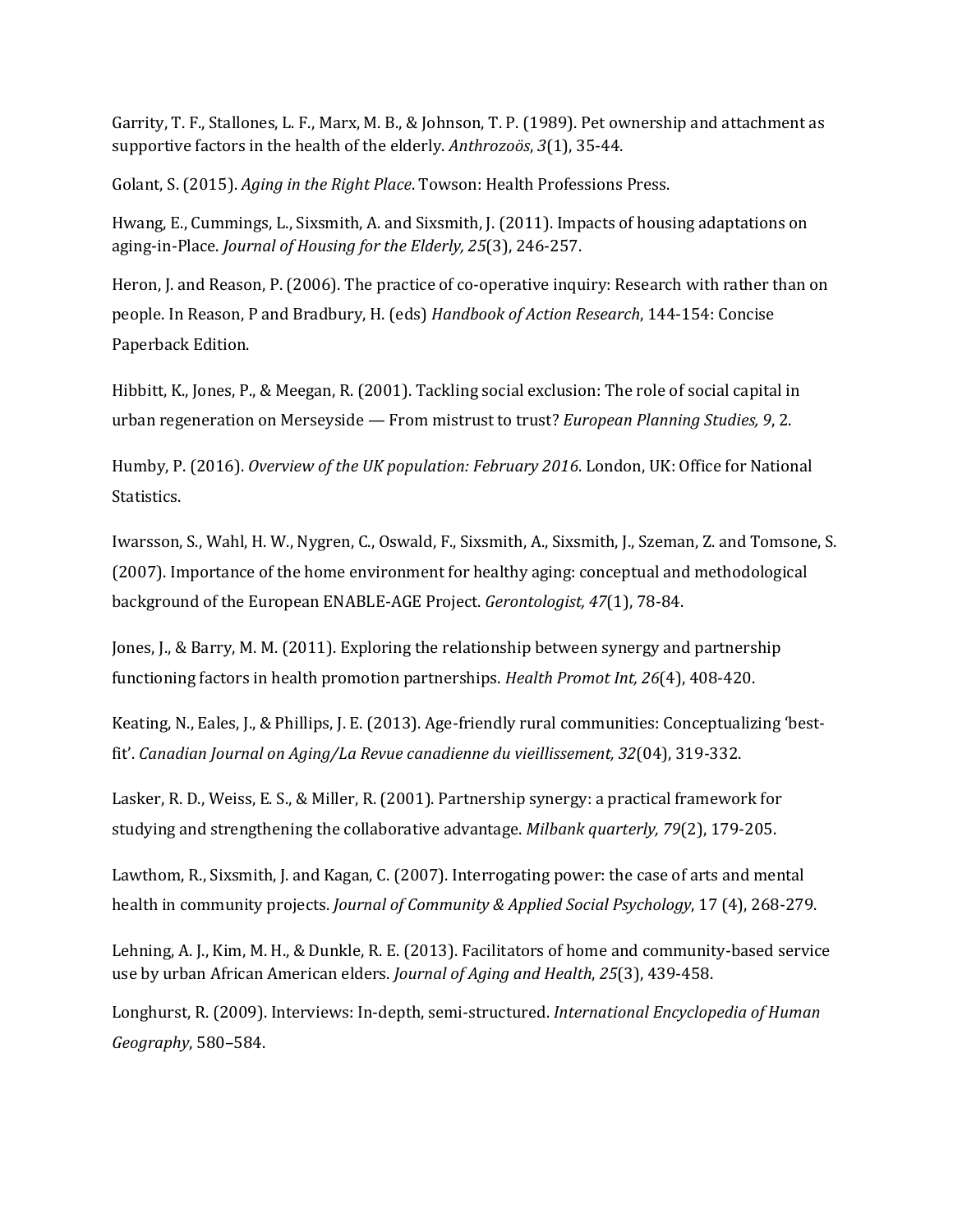Garrity, T. F., Stallones, L. F., Marx, M. B., & Johnson, T. P. (1989). Pet ownership and attachment as supportive factors in the health of the elderly. *Anthrozoös*, *3*(1), 35-44.

Golant, S. (2015). *Aging in the Right Place*. Towson: Health Professions Press.

Hwang, E., Cummings, L., Sixsmith, A. and Sixsmith, J. (2011). Impacts of housing adaptations on aging-in-Place. *Journal of Housing for the Elderly, 25*(3), 246-257.

Heron, J. and Reason, P. (2006). The practice of co-operative inquiry: Research with rather than on people. In Reason, P and Bradbury, H. (eds) *Handbook of Action Research*, 144-154: Concise Paperback Edition.

Hibbitt, K., Jones, P., & Meegan, R. (2001). Tackling social exclusion: The role of social capital in urban regeneration on Merseyside — From mistrust to trust? *European Planning Studies, 9*, 2.

Humby, P. (2016). *Overview of the UK population: February 2016*. London, UK: Office for National Statistics.

Iwarsson, S., Wahl, H. W., Nygren, C., Oswald, F., Sixsmith, A., Sixsmith, J., Szeman, Z. and Tomsone, S. (2007). Importance of the home environment for healthy aging: conceptual and methodological background of the European ENABLE-AGE Project. *Gerontologist, 47*(1), 78-84.

Jones, J., & Barry, M. M. (2011). Exploring the relationship between synergy and partnership functioning factors in health promotion partnerships. *Health Promot Int, 26*(4), 408-420.

Keating, N., Eales, J., & Phillips, J. E. (2013). Age-friendly rural communities: Conceptualizing 'best-fit'. *Canadian Journal on Aging/La Revue canadienne du vieillissement, 32*(04), 319-332.

Lasker, R. D., Weiss, E. S., & Miller, R. (2001). Partnership synergy: a practical framework for studying and strengthening the collaborative advantage. *Milbank quarterly, 79*(2), 179-205.

Lawthom, R., Sixsmith, J. and Kagan, C. (2007). Interrogating power: the case of arts and mental health in community projects. *Journal of Community & Applied Social Psychology*, 17 (4), 268-279.

Lehning, A. J., Kim, M. H., & Dunkle, R. E. (2013). Facilitators of home and community-based service use by urban African American elders. *Journal of Aging and Health*, *25*(3), 439-458.

Longhurst, R. (2009). Interviews: In-depth, semi-structured. *International Encyclopedia of Human Geography*, 580–584.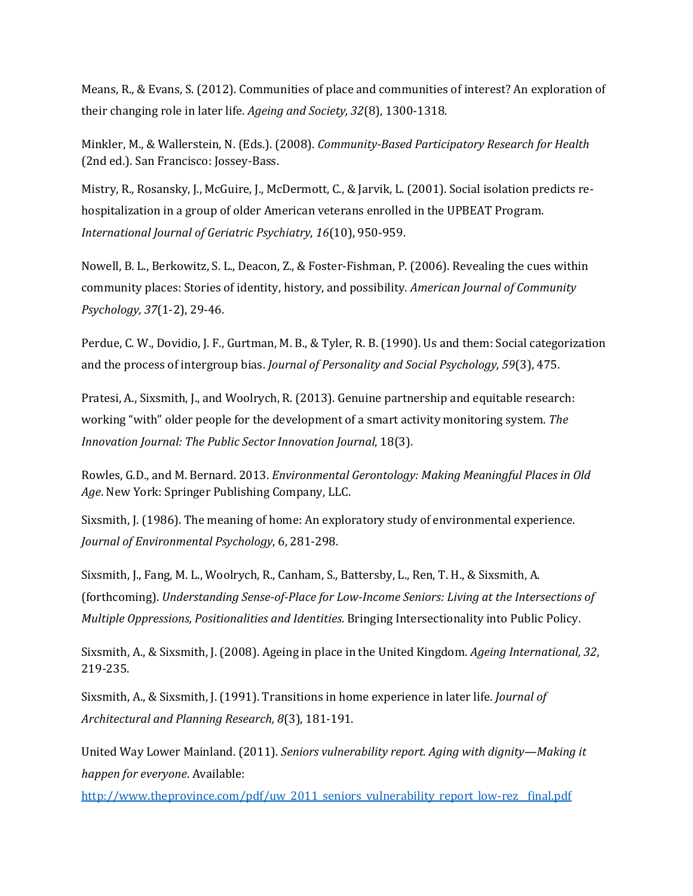Means, R., & Evans, S. (2012). Communities of place and communities of interest? An exploration of their changing role in later life. *Ageing and Society, 32*(8), 1300-1318.

Minkler, M., & Wallerstein, N. (Eds.). (2008). *Community-Based Participatory Research for Health* (2nd ed.). San Francisco: Jossey-Bass.

Mistry, R., Rosansky, J., McGuire, J., McDermott, C., & Jarvik, L. (2001). Social isolation predicts re-hospitalization in a group of older American veterans enrolled in the UPBEAT Program. *International Journal of Geriatric Psychiatry*, *16*(10), 950-959.

Nowell, B. L., Berkowitz, S. L., Deacon, Z., & Foster-Fishman, P. (2006). Revealing the cues within community places: Stories of identity, history, and possibility. *American Journal of Community Psychology, 37*(1-2), 29-46.

Perdue, C. W., Dovidio, J. F., Gurtman, M. B., & Tyler, R. B. (1990). Us and them: Social categorization and the process of intergroup bias. *Journal of Personality and Social Psychology, 59*(3), 475.

Pratesi, A., Sixsmith, J., and Woolrych, R. (2013). Genuine partnership and equitable research: working "with" older people for the development of a smart activity monitoring system. *The Innovation Journal: The Public Sector Innovation Journal*, 18(3).

Rowles, G.D., and M. Bernard. 2013. *Environmental Gerontology: Making Meaningful Places in Old Age*. New York: Springer Publishing Company, LLC.

Sixsmith, J. (1986). The meaning of home: An exploratory study of environmental experience. *Journal of Environmental Psychology*, 6, 281-298.

Sixsmith, J., Fang, M. L., Woolrych, R., Canham, S., Battersby, L., Ren, T. H., & Sixsmith, A. (forthcoming). *Understanding Sense-of-Place for Low-Income Seniors: Living at the Intersections of Multiple Oppressions, Positionalities and Identities*. Bringing Intersectionality into Public Policy.

Sixsmith, A., & Sixsmith, J. (2008). Ageing in place in the United Kingdom. *Ageing International, 32*, 219-235.

Sixsmith, A., & Sixsmith, J. (1991). Transitions in home experience in later life. *Journal of Architectural and Planning Research, 8*(3), 181-191.

United Way Lower Mainland. (2011). *Seniors vulnerability report. Aging with dignity—Making it happen for everyone*. Available: http://www.theprovince.com/pdf/uw_2011_seniors_vulnerability_report_low-rez__final.pdf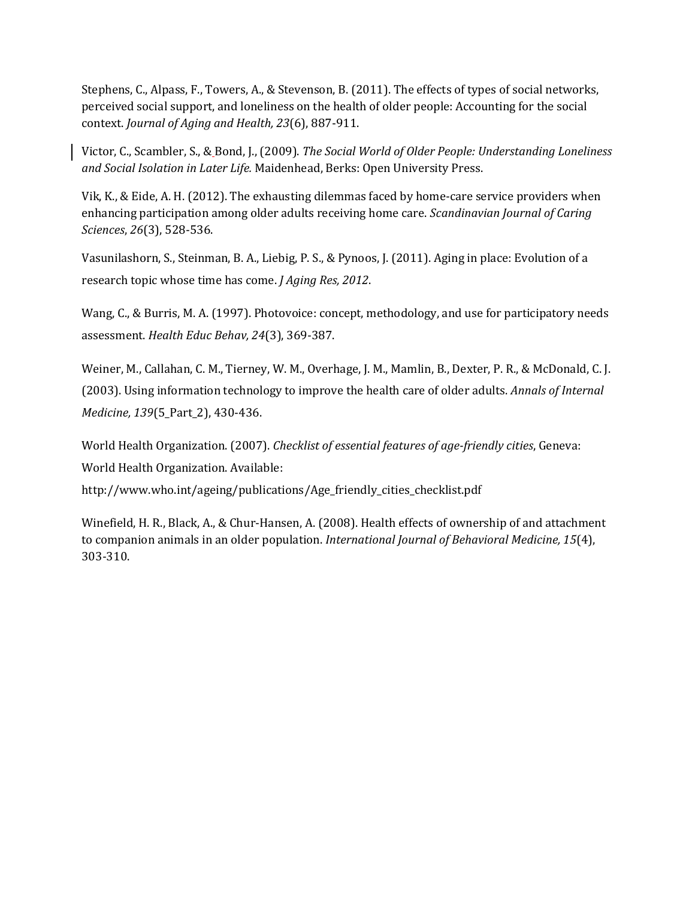Stephens, C., Alpass, F., Towers, A., & Stevenson, B. (2011). The effects of types of social networks, perceived social support, and loneliness on the health of older people: Accounting for the social context. *Journal of Aging and Health, 23*(6), 887-911.

Victor, C., Scambler, S., & Bond, J., (2009). *The Social World of Older People: Understanding Loneliness and Social Isolation in Later Life.* Maidenhead, Berks: Open University Press.

Vik, K., & Eide, A. H. (2012). The exhausting dilemmas faced by home-care service providers when enhancing participation among older adults receiving home care. *Scandinavian Journal of Caring Sciences*, *26*(3), 528-536.

Vasunilashorn, S., Steinman, B. A., Liebig, P. S., & Pynoos, J. (2011). Aging in place: Evolution of a research topic whose time has come. *J Aging Res, 2012*.

Wang, C., & Burris, M. A. (1997). Photovoice: concept, methodology, and use for participatory needs assessment. *Health Educ Behav, 24*(3), 369-387.

Weiner, M., Callahan, C. M., Tierney, W. M., Overhage, J. M., Mamlin, B., Dexter, P. R., & McDonald, C. J. (2003). Using information technology to improve the health care of older adults. *Annals of Internal Medicine, 139*(5_Part_2), 430-436.

World Health Organization. (2007). *Checklist of essential features of age-friendly cities*, Geneva: World Health Organization. Available: http://www.who.int/ageing/publications/Age_friendly_cities_checklist.pdf

Winefield, H. R., Black, A., & Chur-Hansen, A. (2008). Health effects of ownership of and attachment to companion animals in an older population. *International Journal of Behavioral Medicine, 15*(4), 303-310.